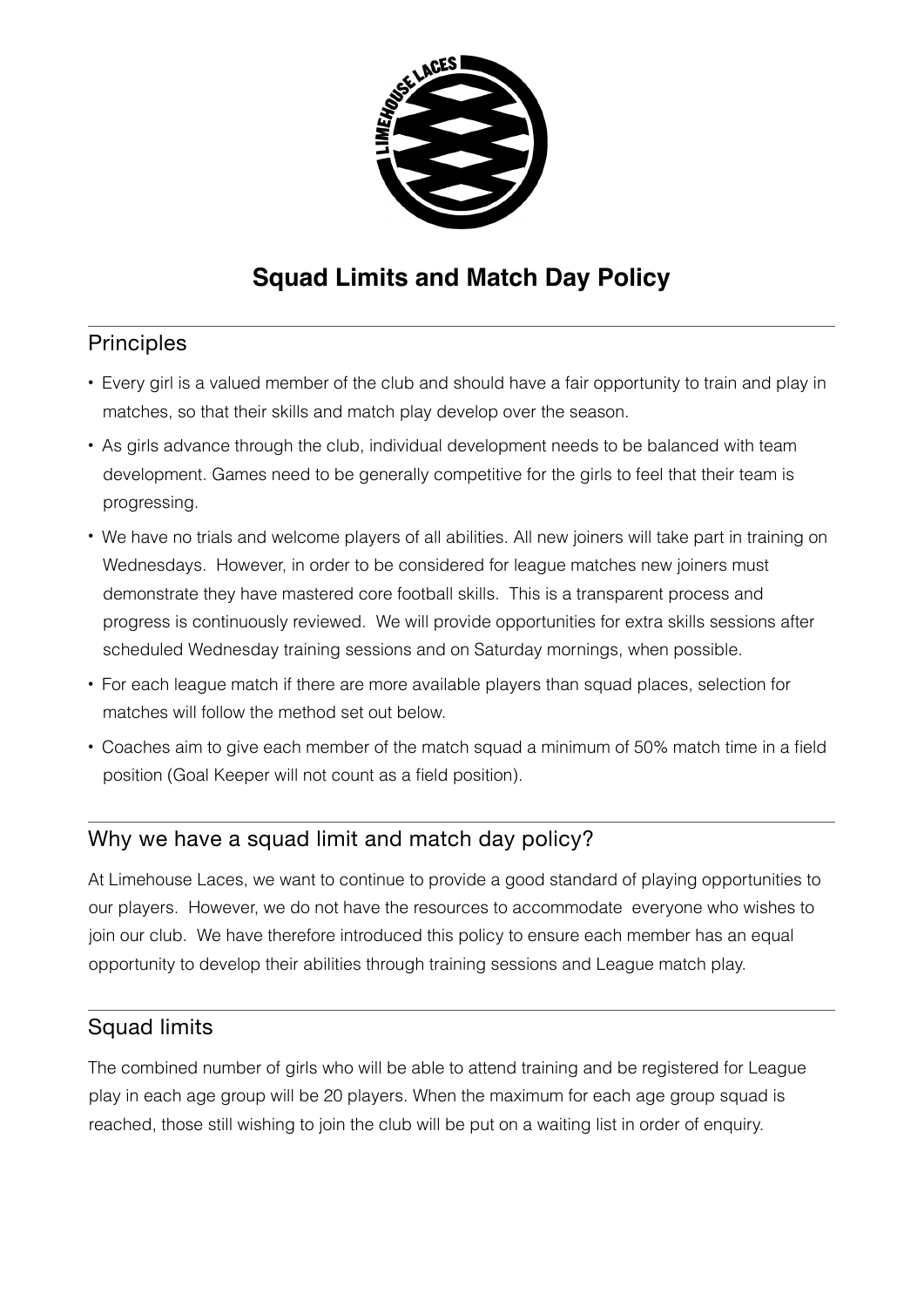# Squad Limits and Match Day Policy

## Principles

- Every girl is a valued member of the club and should have a fair opportunity to train and play in matches, so that their skills and match play develop over the season.
- As girls advance through the club, individual development needs to be balanced with team development. Games need to be generally competitive for the girls to feel that their team is progressing.
- We have no trials and welcome players of all abilities. All new joiners will take part in training on Wednesdays. However, in order to be considered for league matches new joiners must demonstrate they have mastered core football skills. This is a transparent process and progress is continuously reviewed. We will provide opportunities for extra skills sessions after scheduled Wednesday training sessions and on Saturday mornings, when possible.
- For each league match if there are more available players than squad places, selection for matches will follow the method set out below.
- Coaches aim to give each member of the match squad a minimum of 50% match time in a field position (Goal Keeper will not count as a field position).

## Why we have a squad limit and match day policy?

At Limehouse Laces, we want to continue to provide a good standard of playing opportunities to our players. However, we do not have the resources to accommodate everyone who wishes to join our club. We have therefore introduced this policy to ensure each member has an equal opportunity to develop their abilities through training sessions and League match play.

## Squad limits

The combined number of girls who will be able to attend training and be registered for League play in each age group will be 20 players. When the maximum for each age group squad is reached, those still wishing to join the club will be put on a waiting list in order of enquiry.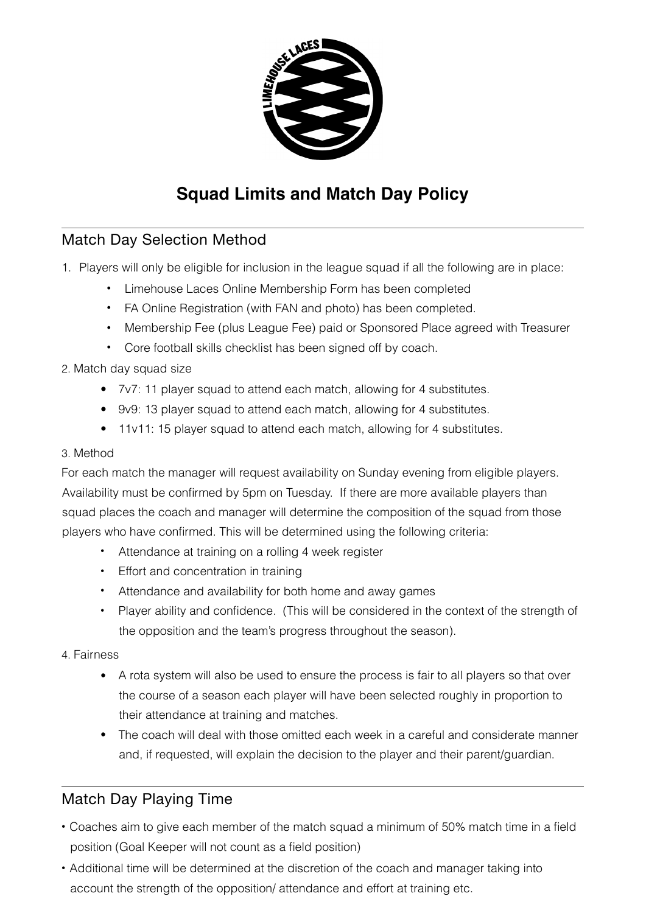# Squad Limits and Match Day Policy

## Match Day Selection Method

1. Players will only be eligible for inclusion in the league squad if all the following are in place:
    - Limehouse Laces Online Membership Form has been completed
    - FA Online Registration (with FAN and photo) has been completed.
    - Membership Fee (plus League Fee) paid or Sponsored Place agreed with Treasurer
    - Core football skills checklist has been signed off by coach.

2. Match day squad size
    - 7v7: 11 player squad to attend each match, allowing for 4 substitutes.
    - 9v9: 13 player squad to attend each match, allowing for 4 substitutes.
    - 11v11: 15 player squad to attend each match, allowing for 4 substitutes.

3. Method

For each match the manager will request availability on Sunday evening from eligible players. Availability must be confirmed by 5pm on Tuesday. If there are more available players than squad places the coach and manager will determine the composition of the squad from those players who have confirmed. This will be determined using the following criteria:

- Attendance at training on a rolling 4 week register
- Effort and concentration in training
- Attendance and availability for both home and away games
- Player ability and confidence. (This will be considered in the context of the strength of the opposition and the team's progress throughout the season).

4. Fairness
    - A rota system will also be used to ensure the process is fair to all players so that over the course of a season each player will have been selected roughly in proportion to their attendance at training and matches.
    - The coach will deal with those omitted each week in a careful and considerate manner and, if requested, will explain the decision to the player and their parent/guardian.

## Match Day Playing Time

- Coaches aim to give each member of the match squad a minimum of 50% match time in a field position (Goal Keeper will not count as a field position)
- Additional time will be determined at the discretion of the coach and manager taking into account the strength of the opposition/ attendance and effort at training etc.